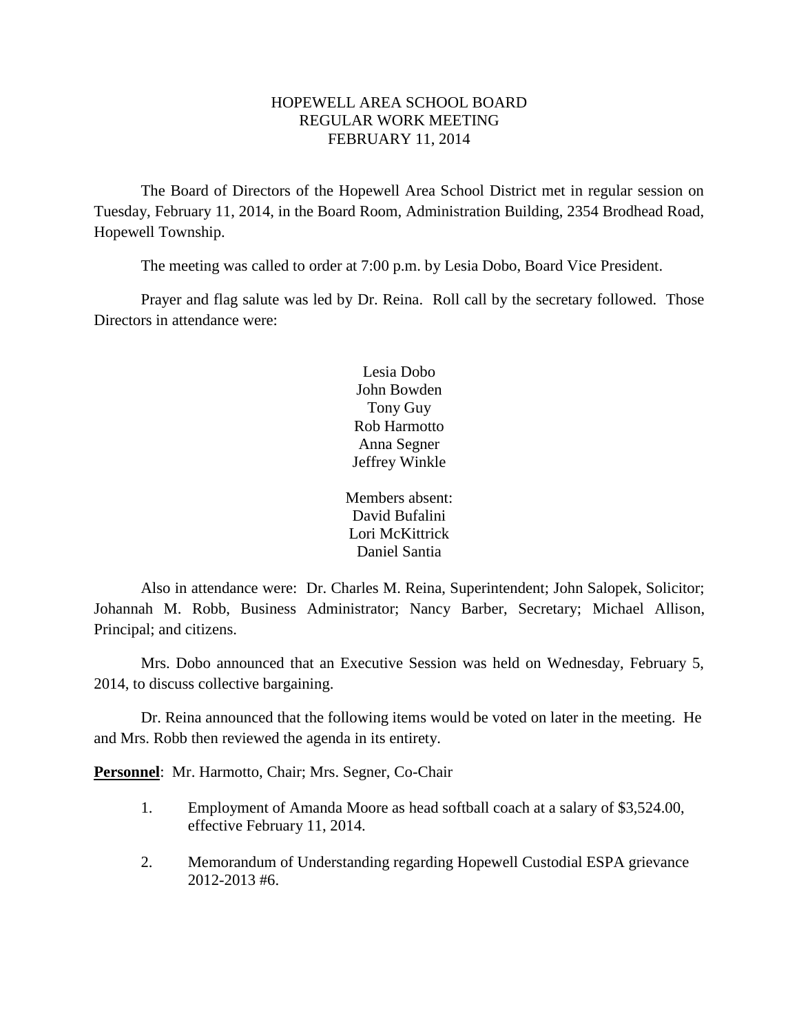HOPEWELL AREA SCHOOL BOARD
REGULAR WORK MEETING
FEBRUARY 11, 2014

The Board of Directors of the Hopewell Area School District met in regular session on Tuesday, February 11, 2014, in the Board Room, Administration Building, 2354 Brodhead Road, Hopewell Township.

The meeting was called to order at 7:00 p.m. by Lesia Dobo, Board Vice President.

Prayer and flag salute was led by Dr. Reina. Roll call by the secretary followed. Those Directors in attendance were:

Lesia Dobo
John Bowden
Tony Guy
Rob Harmotto
Anna Segner
Jeffrey Winkle

Members absent:
David Bufalini
Lori McKittrick
Daniel Santia

Also in attendance were: Dr. Charles M. Reina, Superintendent; John Salopek, Solicitor; Johannah M. Robb, Business Administrator; Nancy Barber, Secretary; Michael Allison, Principal; and citizens.

Mrs. Dobo announced that an Executive Session was held on Wednesday, February 5, 2014, to discuss collective bargaining.

Dr. Reina announced that the following items would be voted on later in the meeting. He and Mrs. Robb then reviewed the agenda in its entirety.

**Personnel**: Mr. Harmotto, Chair; Mrs. Segner, Co-Chair

1. Employment of Amanda Moore as head softball coach at a salary of $3,524.00, effective February 11, 2014.
2. Memorandum of Understanding regarding Hopewell Custodial ESPA grievance 2012-2013 #6.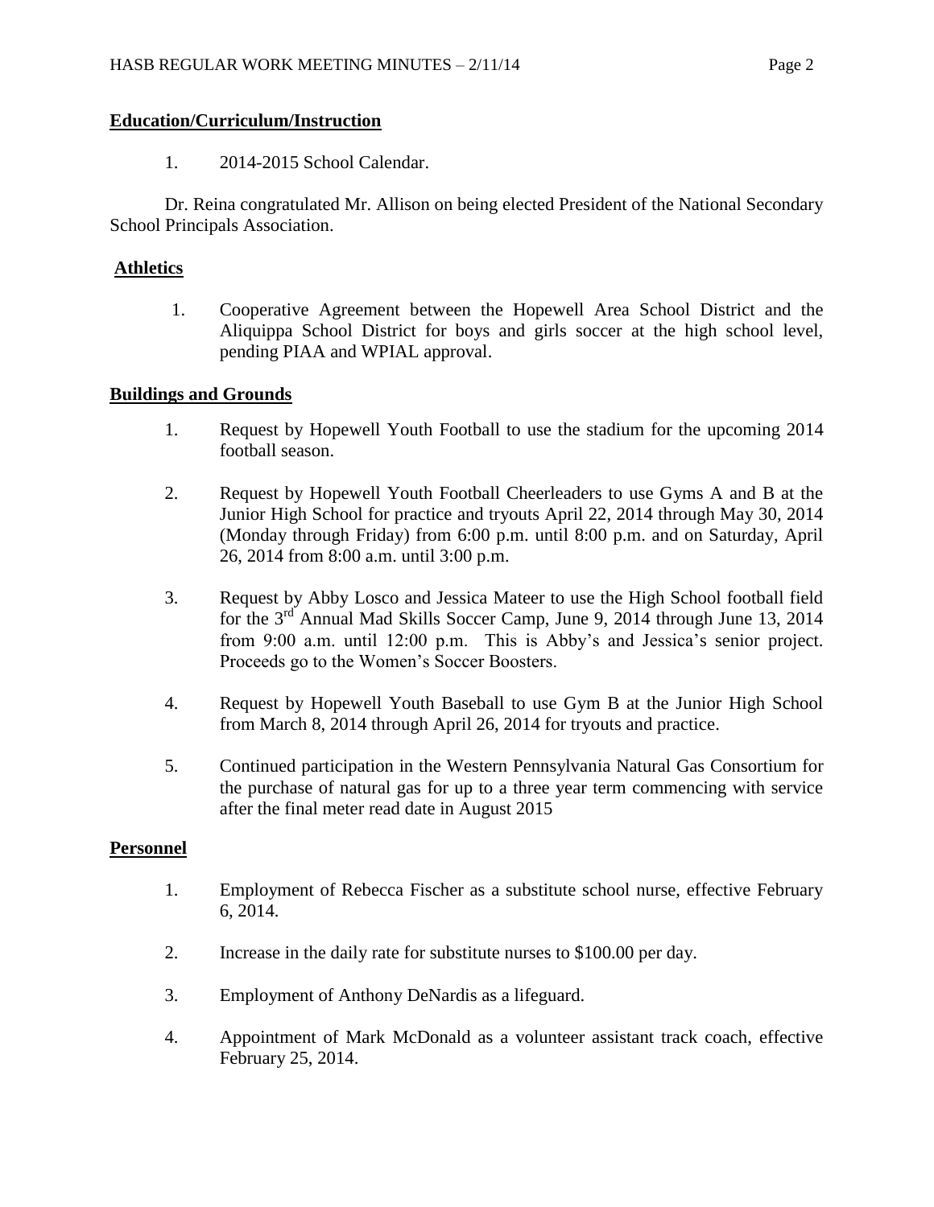**Education/Curriculum/Instruction**

1. 2014-2015 School Calendar.

Dr. Reina congratulated Mr. Allison on being elected President of the National Secondary School Principals Association.

**Athletics**

1. Cooperative Agreement between the Hopewell Area School District and the Aliquippa School District for boys and girls soccer at the high school level, pending PIAA and WPIAL approval.

**Buildings and Grounds**

1. Request by Hopewell Youth Football to use the stadium for the upcoming 2014 football season.

2. Request by Hopewell Youth Football Cheerleaders to use Gyms A and B at the Junior High School for practice and tryouts April 22, 2014 through May 30, 2014 (Monday through Friday) from 6:00 p.m. until 8:00 p.m. and on Saturday, April 26, 2014 from 8:00 a.m. until 3:00 p.m.

3. Request by Abby Losco and Jessica Mateer to use the High School football field for the 3rd Annual Mad Skills Soccer Camp, June 9, 2014 through June 13, 2014 from 9:00 a.m. until 12:00 p.m. This is Abby's and Jessica's senior project. Proceeds go to the Women's Soccer Boosters.

4. Request by Hopewell Youth Baseball to use Gym B at the Junior High School from March 8, 2014 through April 26, 2014 for tryouts and practice.

5. Continued participation in the Western Pennsylvania Natural Gas Consortium for the purchase of natural gas for up to a three year term commencing with service after the final meter read date in August 2015

**Personnel**

1. Employment of Rebecca Fischer as a substitute school nurse, effective February 6, 2014.

2. Increase in the daily rate for substitute nurses to $100.00 per day.

3. Employment of Anthony DeNardis as a lifeguard.

4. Appointment of Mark McDonald as a volunteer assistant track coach, effective February 25, 2014.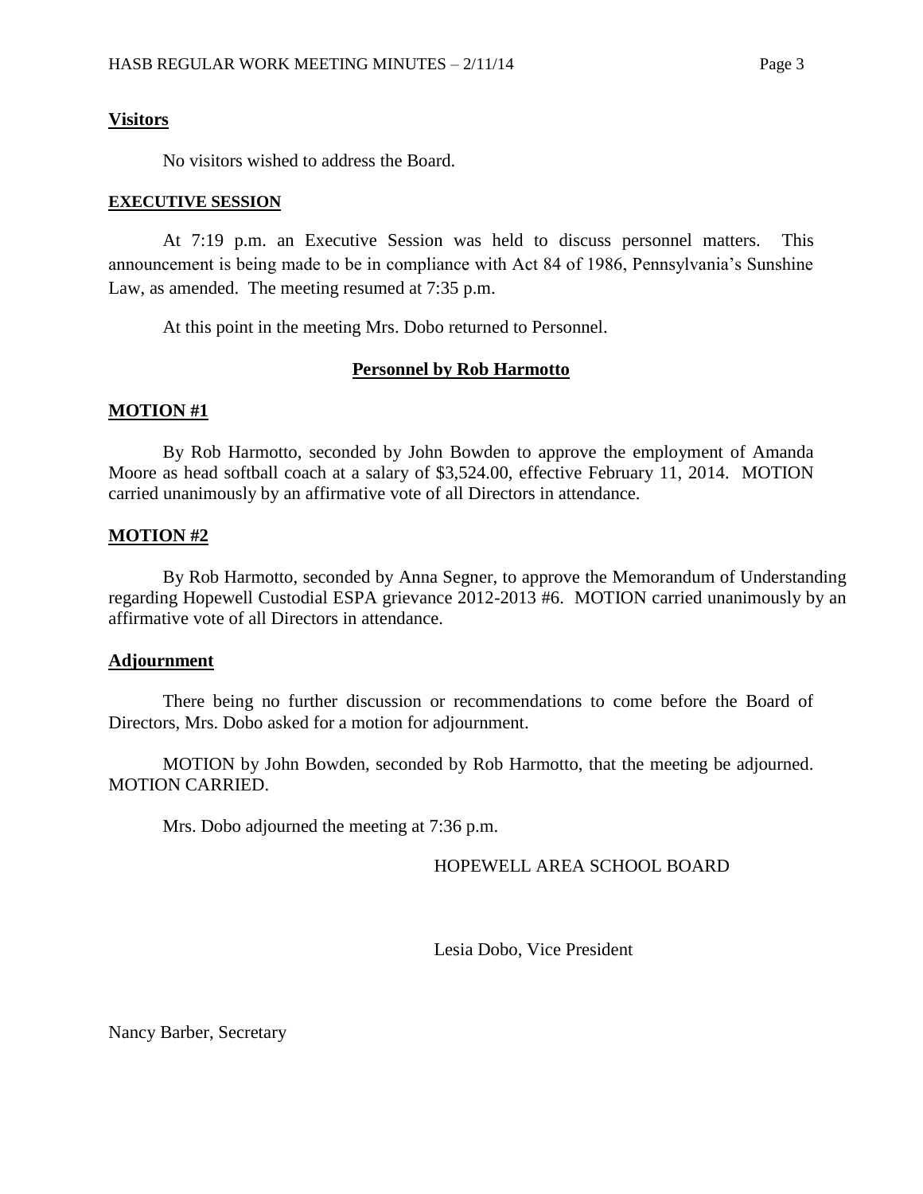**Visitors**

No visitors wished to address the Board.

**EXECUTIVE SESSION**

At 7:19 p.m. an Executive Session was held to discuss personnel matters. This announcement is being made to be in compliance with Act 84 of 1986, Pennsylvania's Sunshine Law, as amended. The meeting resumed at 7:35 p.m.

At this point in the meeting Mrs. Dobo returned to Personnel.

## Personnel by Rob Harmotto

**MOTION #1**

By Rob Harmotto, seconded by John Bowden to approve the employment of Amanda Moore as head softball coach at a salary of $3,524.00, effective February 11, 2014. MOTION carried unanimously by an affirmative vote of all Directors in attendance.

**MOTION #2**

By Rob Harmotto, seconded by Anna Segner, to approve the Memorandum of Understanding regarding Hopewell Custodial ESPA grievance 2012-2013 #6. MOTION carried unanimously by an affirmative vote of all Directors in attendance.

**Adjournment**

There being no further discussion or recommendations to come before the Board of Directors, Mrs. Dobo asked for a motion for adjournment.

MOTION by John Bowden, seconded by Rob Harmotto, that the meeting be adjourned. MOTION CARRIED.

Mrs. Dobo adjourned the meeting at 7:36 p.m.

HOPEWELL AREA SCHOOL BOARD

Lesia Dobo, Vice President

Nancy Barber, Secretary